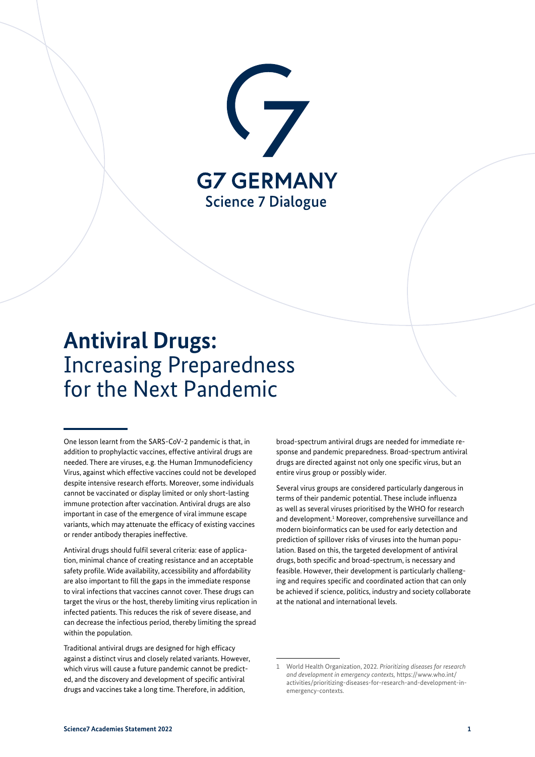G7 GERMANY

Science 7 Dialogue

# **Antiviral Drugs:** Increasing Preparedness for the Next Pandemic

One lesson learnt from the SARS-CoV-2 pandemic is that, in addition to prophylactic vaccines, effective antiviral drugs are needed. There are viruses, e.g. the Human Immunodeficiency Virus, against which effective vaccines could not be developed despite intensive research efforts. Moreover, some individuals cannot be vaccinated or display limited or only short-lasting immune protection after vaccination. Antiviral drugs are also important in case of the emergence of viral immune escape variants, which may attenuate the efficacy of existing vaccines or render antibody therapies ineffective.

Antiviral drugs should fulfil several criteria: ease of application, minimal chance of creating resistance and an acceptable safety profile. Wide availability, accessibility and affordability are also important to fill the gaps in the immediate response to viral infections that vaccines cannot cover. These drugs can target the virus or the host, thereby limiting virus replication in infected patients. This reduces the risk of severe disease, and can decrease the infectious period, thereby limiting the spread within the population.

Traditional antiviral drugs are designed for high efficacy against a distinct virus and closely related variants. However, which virus will cause a future pandemic cannot be predicted, and the discovery and development of specific antiviral drugs and vaccines take a long time. Therefore, in addition, broad-spectrum antiviral drugs are needed for immediate response and pandemic preparedness. Broad-spectrum antiviral drugs are directed against not only one specific virus, but an entire virus group or possibly wider.

Several virus groups are considered particularly dangerous in terms of their pandemic potential. These include influenza as well as several viruses prioritised by the WHO for research and development.[1] Moreover, comprehensive surveillance and modern bioinformatics can be used for early detection and prediction of spillover risks of viruses into the human population. Based on this, the targeted development of antiviral drugs, both specific and broad-spectrum, is necessary and feasible. However, their development is particularly challenging and requires specific and coordinated action that can only be achieved if science, politics, industry and society collaborate at the national and international levels.

1 World Health Organization, 2022. *Prioritizing diseases for research and development in emergency contexts*, https://www.who.int/activities/prioritizing-diseases-for-research-and-development-in-emergency-contexts.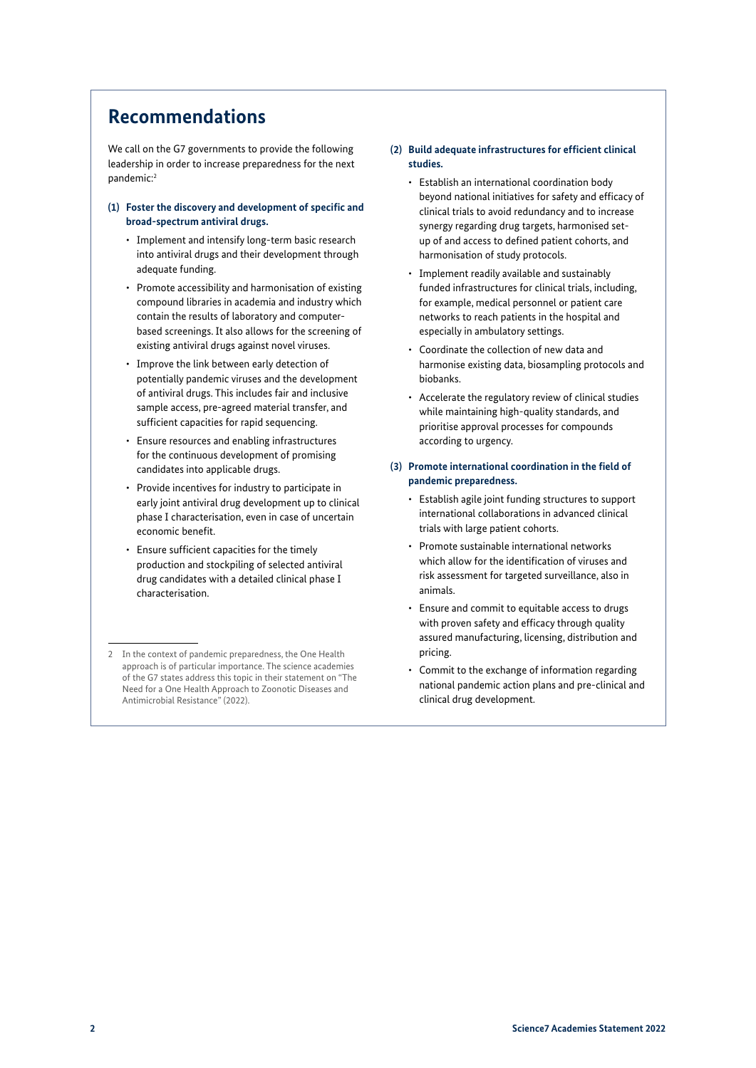## Recommendations

We call on the G7 governments to provide the following leadership in order to increase preparedness for the next pandemic:[2]

**(1) Foster the discovery and development of specific and broad-spectrum antiviral drugs.**

- Implement and intensify long-term basic research into antiviral drugs and their development through adequate funding.
- Promote accessibility and harmonisation of existing compound libraries in academia and industry which contain the results of laboratory and computer-based screenings. It also allows for the screening of existing antiviral drugs against novel viruses.
- Improve the link between early detection of potentially pandemic viruses and the development of antiviral drugs. This includes fair and inclusive sample access, pre-agreed material transfer, and sufficient capacities for rapid sequencing.
- Ensure resources and enabling infrastructures for the continuous development of promising candidates into applicable drugs.
- Provide incentives for industry to participate in early joint antiviral drug development up to clinical phase I characterisation, even in case of uncertain economic benefit.
- Ensure sufficient capacities for the timely production and stockpiling of selected antiviral drug candidates with a detailed clinical phase I characterisation.

**(2) Build adequate infrastructures for efficient clinical studies.**

- Establish an international coordination body beyond national initiatives for safety and efficacy of clinical trials to avoid redundancy and to increase synergy regarding drug targets, harmonised set-up of and access to defined patient cohorts, and harmonisation of study protocols.
- Implement readily available and sustainably funded infrastructures for clinical trials, including, for example, medical personnel or patient care networks to reach patients in the hospital and especially in ambulatory settings.
- Coordinate the collection of new data and harmonise existing data, biosampling protocols and biobanks.
- Accelerate the regulatory review of clinical studies while maintaining high-quality standards, and prioritise approval processes for compounds according to urgency.

**(3) Promote international coordination in the field of pandemic preparedness.**

- Establish agile joint funding structures to support international collaborations in advanced clinical trials with large patient cohorts.
- Promote sustainable international networks which allow for the identification of viruses and risk assessment for targeted surveillance, also in animals.
- Ensure and commit to equitable access to drugs with proven safety and efficacy through quality assured manufacturing, licensing, distribution and pricing.
- Commit to the exchange of information regarding national pandemic action plans and pre-clinical and clinical drug development.

---

2 In the context of pandemic preparedness, the One Health approach is of particular importance. The science academies of the G7 states address this topic in their statement on "The Need for a One Health Approach to Zoonotic Diseases and Antimicrobial Resistance" (2022).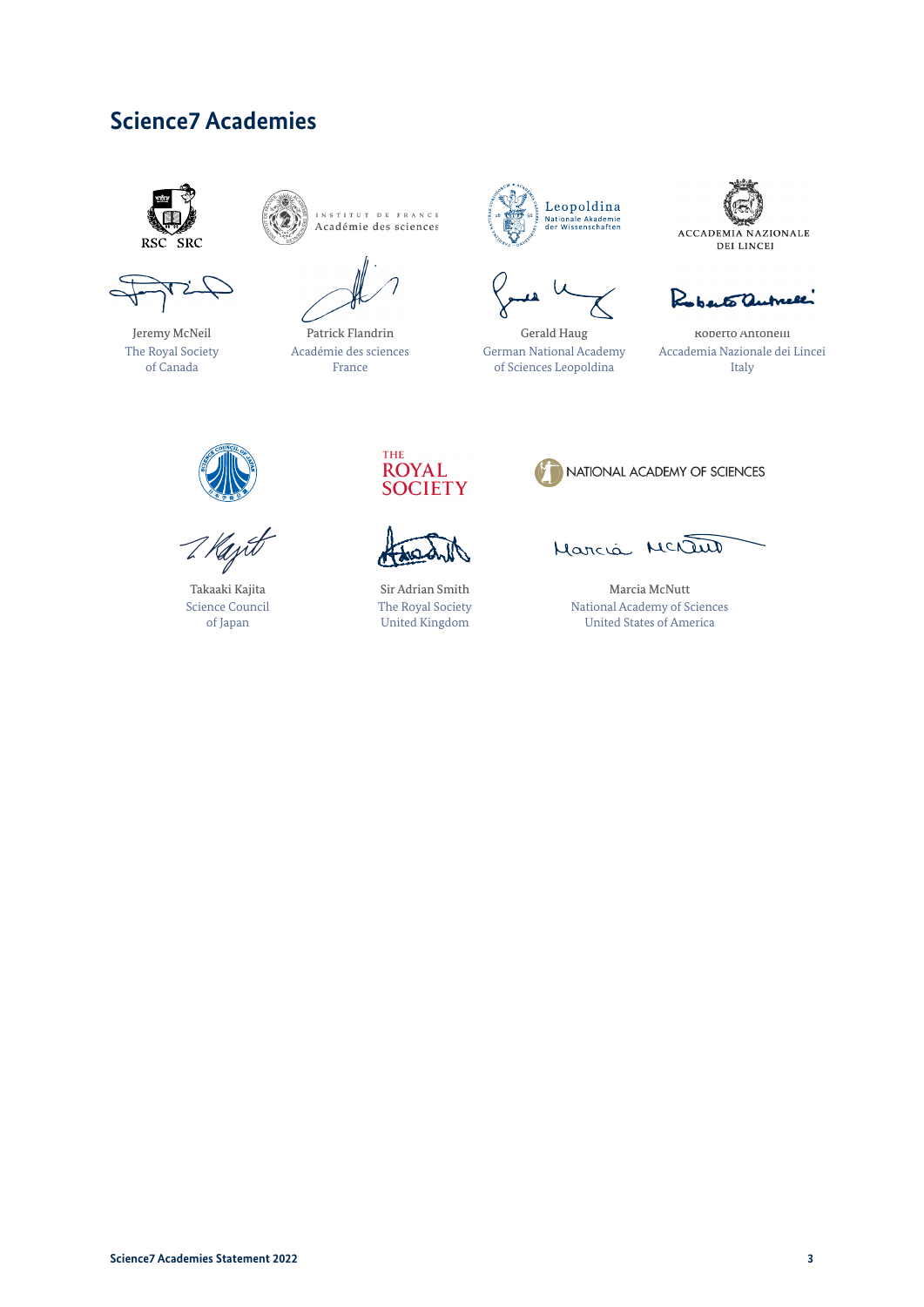## Science7 Academies

Jeremy McNeil
The Royal Society of Canada

Patrick Flandrin
Académie des sciences
France

Gerald Haug
German National Academy of Sciences Leopoldina

Roberto Antonelli
Accademia Nazionale dei Lincei
Italy

Takaaki Kajita
Science Council of Japan

Sir Adrian Smith
The Royal Society
United Kingdom

Marcia McNutt
National Academy of Sciences
United States of America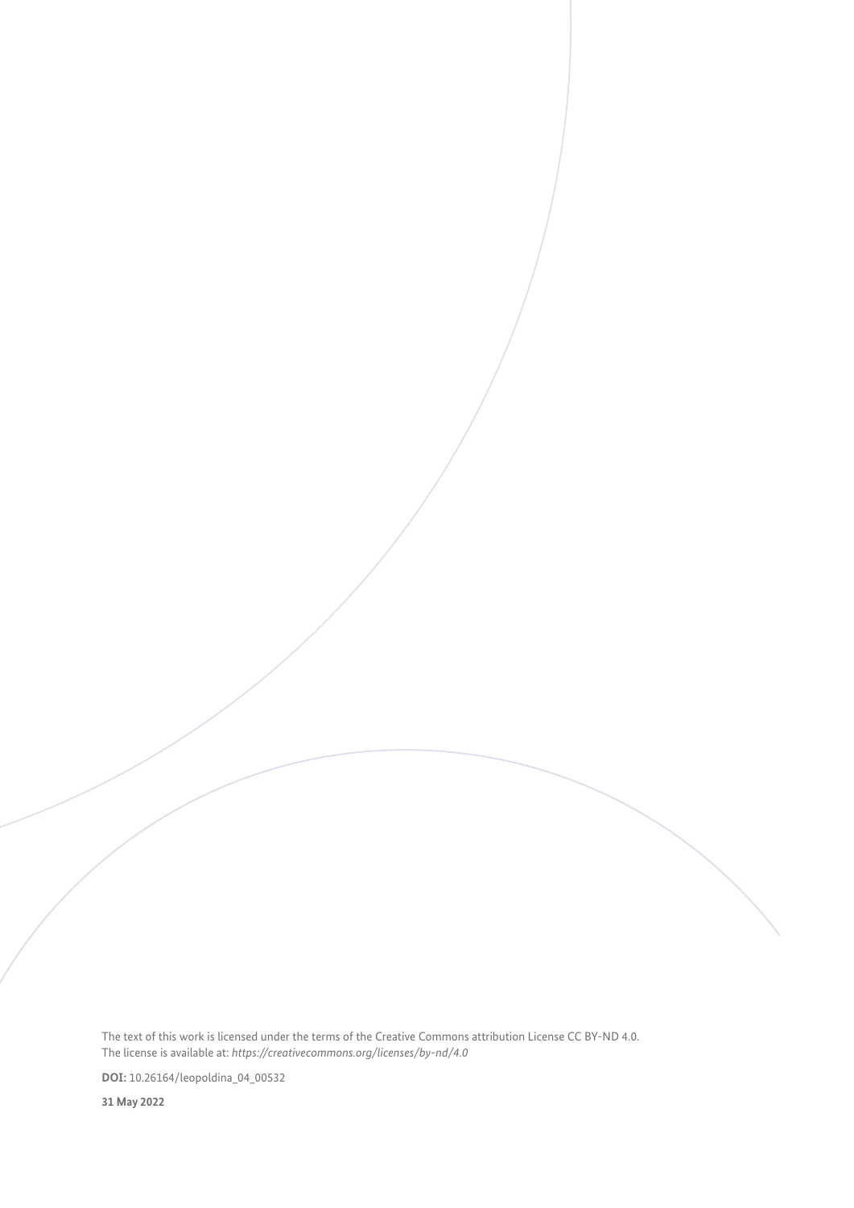The text of this work is licensed under the terms of the Creative Commons attribution License CC BY-ND 4.0.
The license is available at: *https://creativecommons.org/licenses/by-nd/4.0*

**DOI:** 10.26164/leopoldina_04_00532

**31 May 2022**